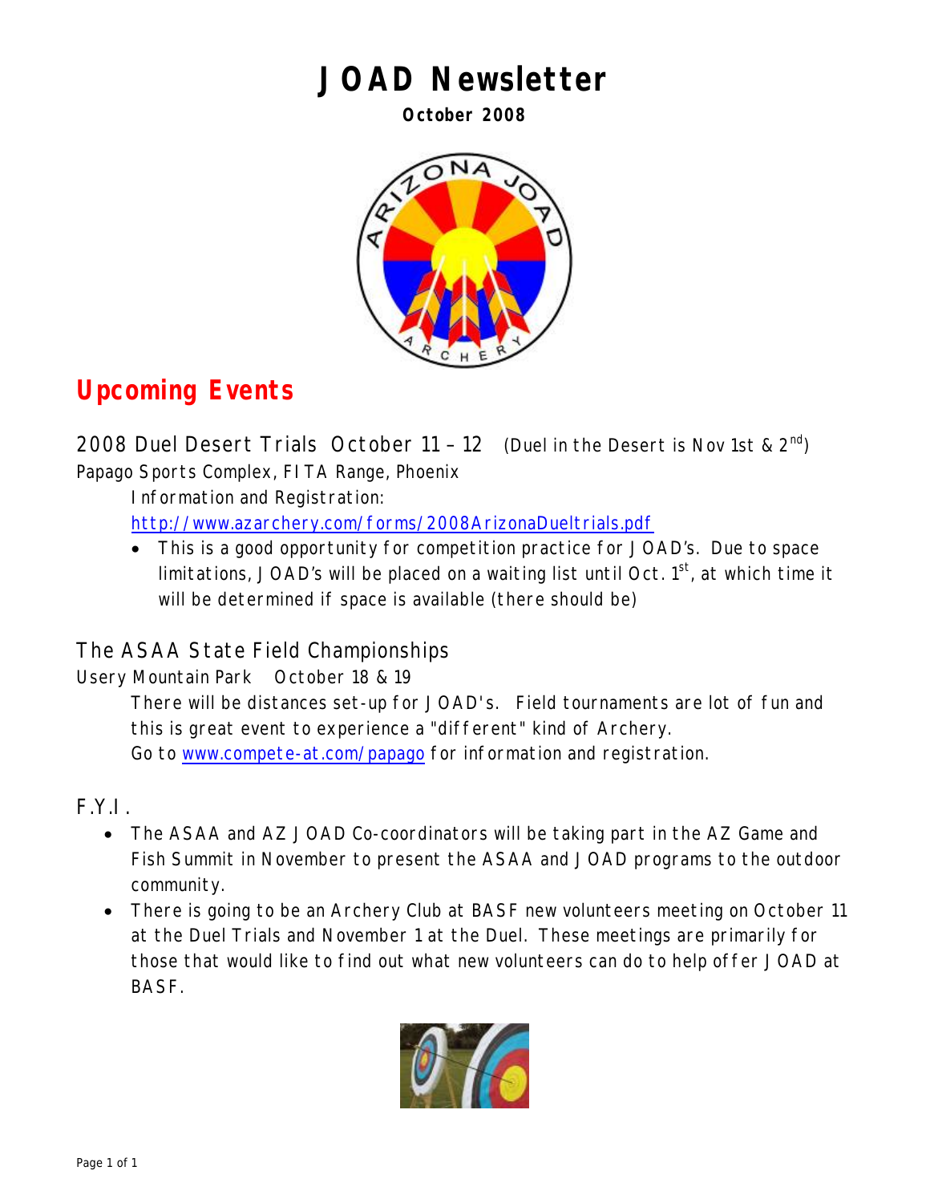# JOAD Newsletter

**October 2008**

## Upcoming Events

### 2008 Duel Desert Trials October 11 – 12 (Duel in the Desert is Nov 1st & 2nd)

Papago Sports Complex, FITA Range, Phoenix

Information and Registration:
http://www.azarchery.com/forms/2008ArizonaDueltrials.pdf

- This is a good opportunity for competition practice for JOAD's. Due to space limitations, JOAD's will be placed on a waiting list until Oct. 1st, at which time it will be determined if space is available (there should be)

### The ASAA State Field Championships

Usery Mountain Park October 18 & 19

There will be distances set-up for JOAD's. Field tournaments are lot of fun and this is great event to experience a "different" kind of Archery.
Go to www.compete-at.com/papago for information and registration.

### F.Y.I.

- The ASAA and AZ JOAD Co-coordinators will be taking part in the AZ Game and Fish Summit in November to present the ASAA and JOAD programs to the outdoor community.
- There is going to be an Archery Club at BASF new volunteers meeting on October 11 at the Duel Trials and November 1 at the Duel. These meetings are primarily for those that would like to find out what new volunteers can do to help offer JOAD at BASF.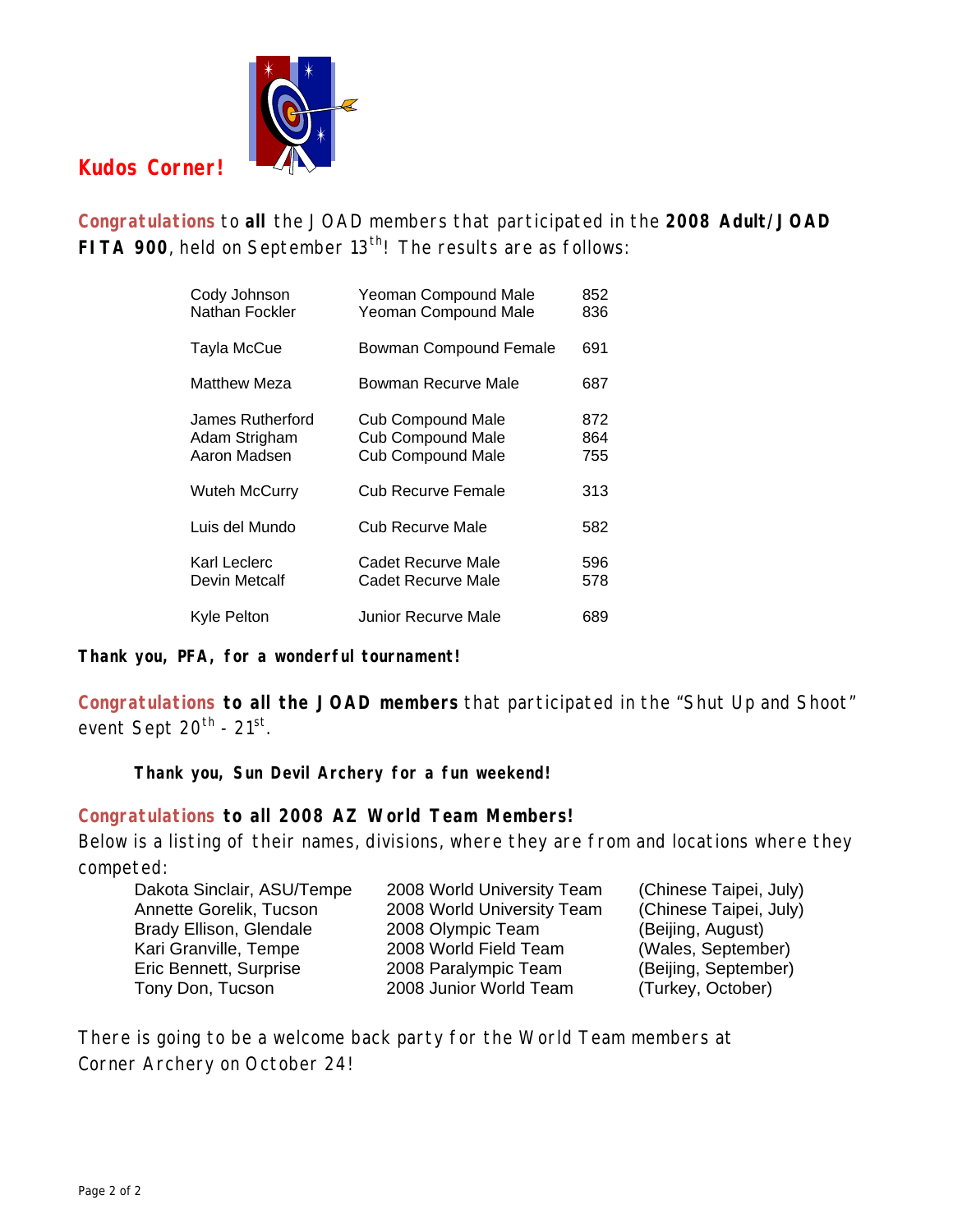## Kudos Corner!

**Congratulations** to **all** the JOAD members that participated in the **2008 Adult/JOAD FITA 900**, held on September 13th! The results are as follows:

| | | |
|---|---|---|
| Cody Johnson | Yeoman Compound Male | 852 |
| Nathan Fockler | Yeoman Compound Male | 836 |
| Tayla McCue | Bowman Compound Female | 691 |
| Matthew Meza | Bowman Recurve Male | 687 |
| James Rutherford | Cub Compound Male | 872 |
| Adam Strigham | Cub Compound Male | 864 |
| Aaron Madsen | Cub Compound Male | 755 |
| Wuteh McCurry | Cub Recurve Female | 313 |
| Luis del Mundo | Cub Recurve Male | 582 |
| Karl Leclerc | Cadet Recurve Male | 596 |
| Devin Metcalf | Cadet Recurve Male | 578 |
| Kyle Pelton | Junior Recurve Male | 689 |

***Thank you, PFA, for a wonderful tournament!***

**Congratulations to all the JOAD members** that participated in the "Shut Up and Shoot" event Sept 20th - 21st.

***Thank you, Sun Devil Archery for a fun weekend!***

**Congratulations to all 2008 AZ World Team Members!**

Below is a listing of their names, divisions, where they are from and locations where they competed:

| | | |
|---|---|---|
| Dakota Sinclair, ASU/Tempe | 2008 World University Team | (Chinese Taipei, July) |
| Annette Gorelik, Tucson | 2008 World University Team | (Chinese Taipei, July) |
| Brady Ellison, Glendale | 2008 Olympic Team | (Beijing, August) |
| Kari Granville, Tempe | 2008 World Field Team | (Wales, September) |
| Eric Bennett, Surprise | 2008 Paralympic Team | (Beijing, September) |
| Tony Don, Tucson | 2008 Junior World Team | (Turkey, October) |

There is going to be a welcome back party for the World Team members at Corner Archery on October 24!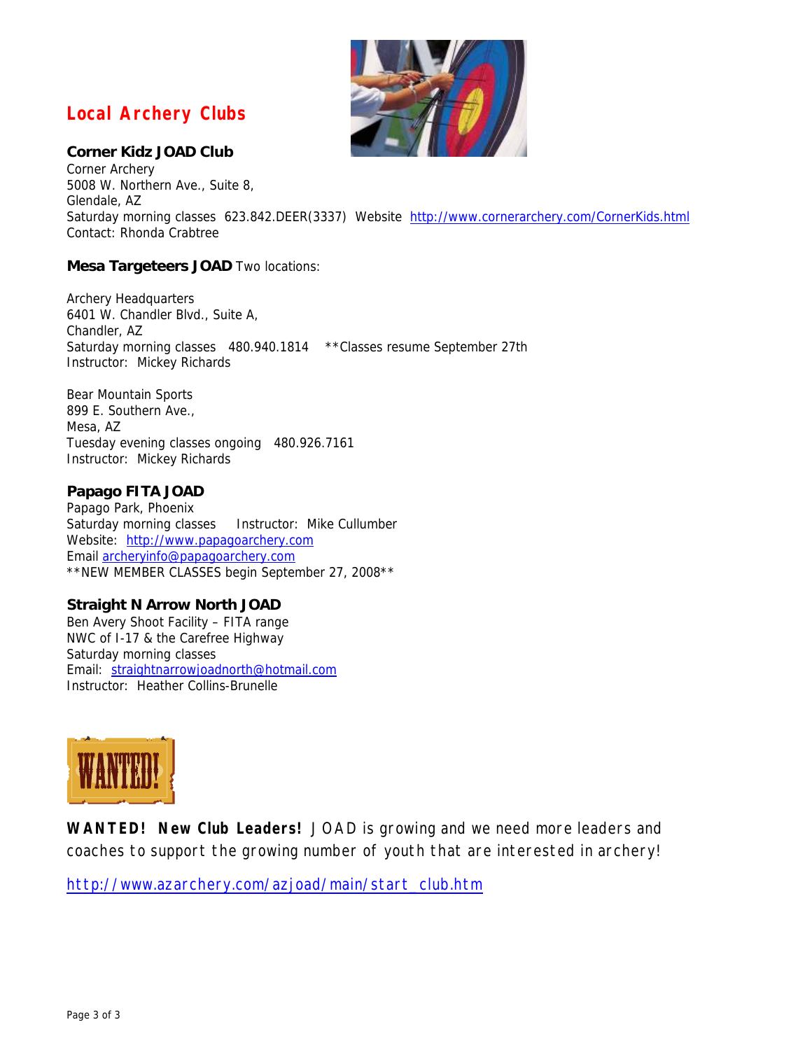## Local Archery Clubs

**Corner Kidz JOAD Club**
Corner Archery
5008 W. Northern Ave., Suite 8,
Glendale, AZ
Saturday morning classes 623.842.DEER(3337) Website http://www.cornerarchery.com/CornerKids.html
Contact: Rhonda Crabtree

**Mesa Targeteers JOAD** Two locations:

Archery Headquarters
6401 W. Chandler Blvd., Suite A,
Chandler, AZ
Saturday morning classes 480.940.1814 **Classes resume September 27th
Instructor: Mickey Richards

Bear Mountain Sports
899 E. Southern Ave.,
Mesa, AZ
Tuesday evening classes ongoing 480.926.7161
Instructor: Mickey Richards

**Papago FITA JOAD**
Papago Park, Phoenix
Saturday morning classes Instructor: Mike Cullumber
Website: http://www.papagoarchery.com
Email archeryinfo@papagoarchery.com
**NEW MEMBER CLASSES begin September 27, 2008**

**Straight N Arrow North JOAD**
Ben Avery Shoot Facility – FITA range
NWC of I-17 & the Carefree Highway
Saturday morning classes
Email: straightnarrowjoadnorth@hotmail.com
Instructor: Heather Collins-Brunelle

**WANTED! New Club Leaders!** JOAD is growing and we need more leaders and coaches to support the growing number of youth that are interested in archery!

http://www.azarchery.com/azjoad/main/start_club.htm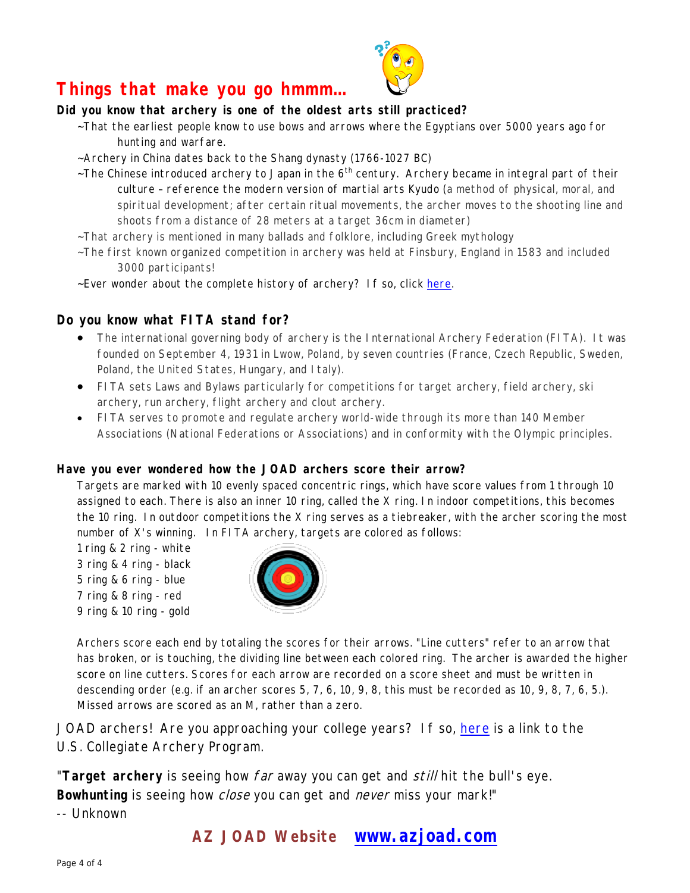## Things that make you go hmmm…

**Did you know that archery is one of the oldest arts still practiced?**

~That the earliest people know to use bows and arrows where the Egyptians over 5000 years ago for hunting and warfare.

~Archery in China dates back to the Shang dynasty (1766-1027 BC)

~The Chinese introduced archery to Japan in the 6th century. Archery became in integral part of their culture – reference the modern version of martial arts Kyudo (a method of physical, moral, and spiritual development; after certain ritual movements, the archer moves to the shooting line and shoots from a distance of 28 meters at a target 36cm in diameter)

~That archery is mentioned in many ballads and folklore, including Greek mythology

~The first known organized competition in archery was held at Finsbury, England in 1583 and included 3000 participants!

~Ever wonder about the complete history of archery? If so, click [here](#).

**Do you know what FITA stand for?**

- The international governing body of archery is the International Archery Federation (FITA). It was founded on September 4, 1931 in Lwow, Poland, by seven countries (France, Czech Republic, Sweden, Poland, the United States, Hungary, and Italy).
- FITA sets Laws and Bylaws particularly for competitions for target archery, field archery, ski archery, run archery, flight archery and clout archery.
- FITA serves to promote and regulate archery world-wide through its more than 140 Member Associations (National Federations or Associations) and in conformity with the Olympic principles.

**Have you ever wondered how the JOAD archers score their arrow?**

Targets are marked with 10 evenly spaced concentric rings, which have score values from 1 through 10 assigned to each. There is also an inner 10 ring, called the X ring. In indoor competitions, this becomes the 10 ring. In outdoor competitions the X ring serves as a tiebreaker, with the archer scoring the most number of X's winning. In FITA archery, targets are colored as follows:

1 ring & 2 ring - white
3 ring & 4 ring - black
5 ring & 6 ring - blue
7 ring & 8 ring - red
9 ring & 10 ring - gold

Archers score each end by totaling the scores for their arrows. "Line cutters" refer to an arrow that has broken, or is touching, the dividing line between each colored ring. The archer is awarded the higher score on line cutters. Scores for each arrow are recorded on a score sheet and must be written in descending order (e.g. if an archer scores 5, 7, 6, 10, 9, 8, this must be recorded as 10, 9, 8, 7, 6, 5.). Missed arrows are scored as an M, rather than a zero.

JOAD archers! Are you approaching your college years? If so, [here](#) is a link to the U.S. Collegiate Archery Program.

"**Target archery** is seeing how *far* away you can get and *still* hit the bull's eye.
**Bowhunting** is seeing how *close* you can get and *never* miss your mark!"
-- Unknown

**AZ JOAD Website [www.azjoad.com](http://www.azjoad.com)**